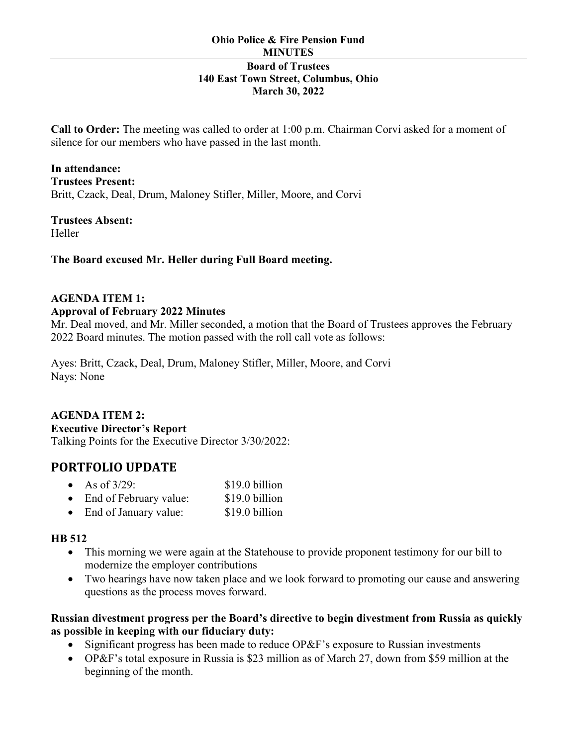**Ohio Police & Fire Pension Fund**
**MINUTES**

---

**Board of Trustees**
**140 East Town Street, Columbus, Ohio**
**March 30, 2022**

**Call to Order:** The meeting was called to order at 1:00 p.m. Chairman Corvi asked for a moment of silence for our members who have passed in the last month.

**In attendance:**
**Trustees Present:**
Britt, Czack, Deal, Drum, Maloney Stifler, Miller, Moore, and Corvi

**Trustees Absent:**
Heller

**The Board excused Mr. Heller during Full Board meeting.**

**AGENDA ITEM 1:**
**Approval of February 2022 Minutes**
Mr. Deal moved, and Mr. Miller seconded, a motion that the Board of Trustees approves the February 2022 Board minutes. The motion passed with the roll call vote as follows:

Ayes: Britt, Czack, Deal, Drum, Maloney Stifler, Miller, Moore, and Corvi
Nays: None

**AGENDA ITEM 2:**
**Executive Director's Report**
Talking Points for the Executive Director 3/30/2022:

## PORTFOLIO UPDATE

- As of 3/29: $19.0 billion
- End of February value: $19.0 billion
- End of January value: $19.0 billion

**HB 512**

- This morning we were again at the Statehouse to provide proponent testimony for our bill to modernize the employer contributions
- Two hearings have now taken place and we look forward to promoting our cause and answering questions as the process moves forward.

**Russian divestment progress per the Board's directive to begin divestment from Russia as quickly as possible in keeping with our fiduciary duty:**

- Significant progress has been made to reduce OP&F's exposure to Russian investments
- OP&F's total exposure in Russia is $23 million as of March 27, down from $59 million at the beginning of the month.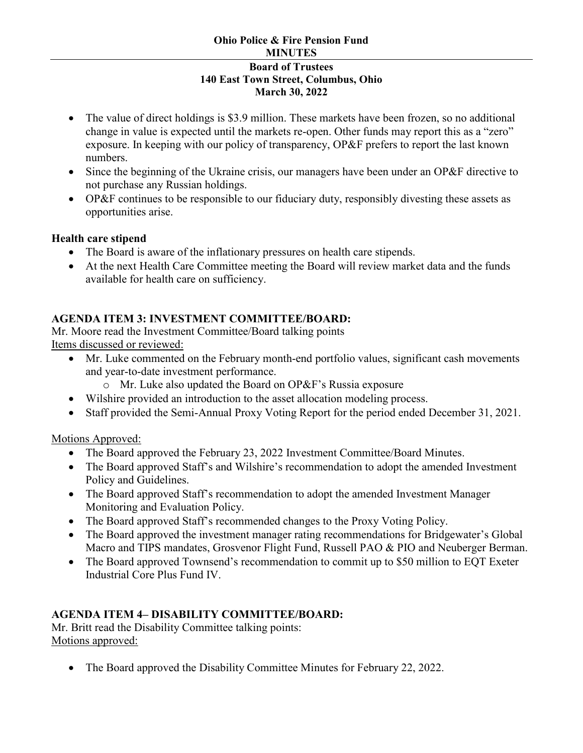- The value of direct holdings is $3.9 million. These markets have been frozen, so no additional change in value is expected until the markets re-open. Other funds may report this as a "zero" exposure. In keeping with our policy of transparency, OP&F prefers to report the last known numbers.
- Since the beginning of the Ukraine crisis, our managers have been under an OP&F directive to not purchase any Russian holdings.
- OP&F continues to be responsible to our fiduciary duty, responsibly divesting these assets as opportunities arise.

**Health care stipend**

- The Board is aware of the inflationary pressures on health care stipends.
- At the next Health Care Committee meeting the Board will review market data and the funds available for health care on sufficiency.

**AGENDA ITEM 3: INVESTMENT COMMITTEE/BOARD:**

Mr. Moore read the Investment Committee/Board talking points

Items discussed or reviewed:

- Mr. Luke commented on the February month-end portfolio values, significant cash movements and year-to-date investment performance.
  - Mr. Luke also updated the Board on OP&F's Russia exposure
- Wilshire provided an introduction to the asset allocation modeling process.
- Staff provided the Semi-Annual Proxy Voting Report for the period ended December 31, 2021.

Motions Approved:

- The Board approved the February 23, 2022 Investment Committee/Board Minutes.
- The Board approved Staff's and Wilshire's recommendation to adopt the amended Investment Policy and Guidelines.
- The Board approved Staff's recommendation to adopt the amended Investment Manager Monitoring and Evaluation Policy.
- The Board approved Staff's recommended changes to the Proxy Voting Policy.
- The Board approved the investment manager rating recommendations for Bridgewater's Global Macro and TIPS mandates, Grosvenor Flight Fund, Russell PAO & PIO and Neuberger Berman.
- The Board approved Townsend's recommendation to commit up to $50 million to EQT Exeter Industrial Core Plus Fund IV.

**AGENDA ITEM 4– DISABILITY COMMITTEE/BOARD:**

Mr. Britt read the Disability Committee talking points:

Motions approved:

- The Board approved the Disability Committee Minutes for February 22, 2022.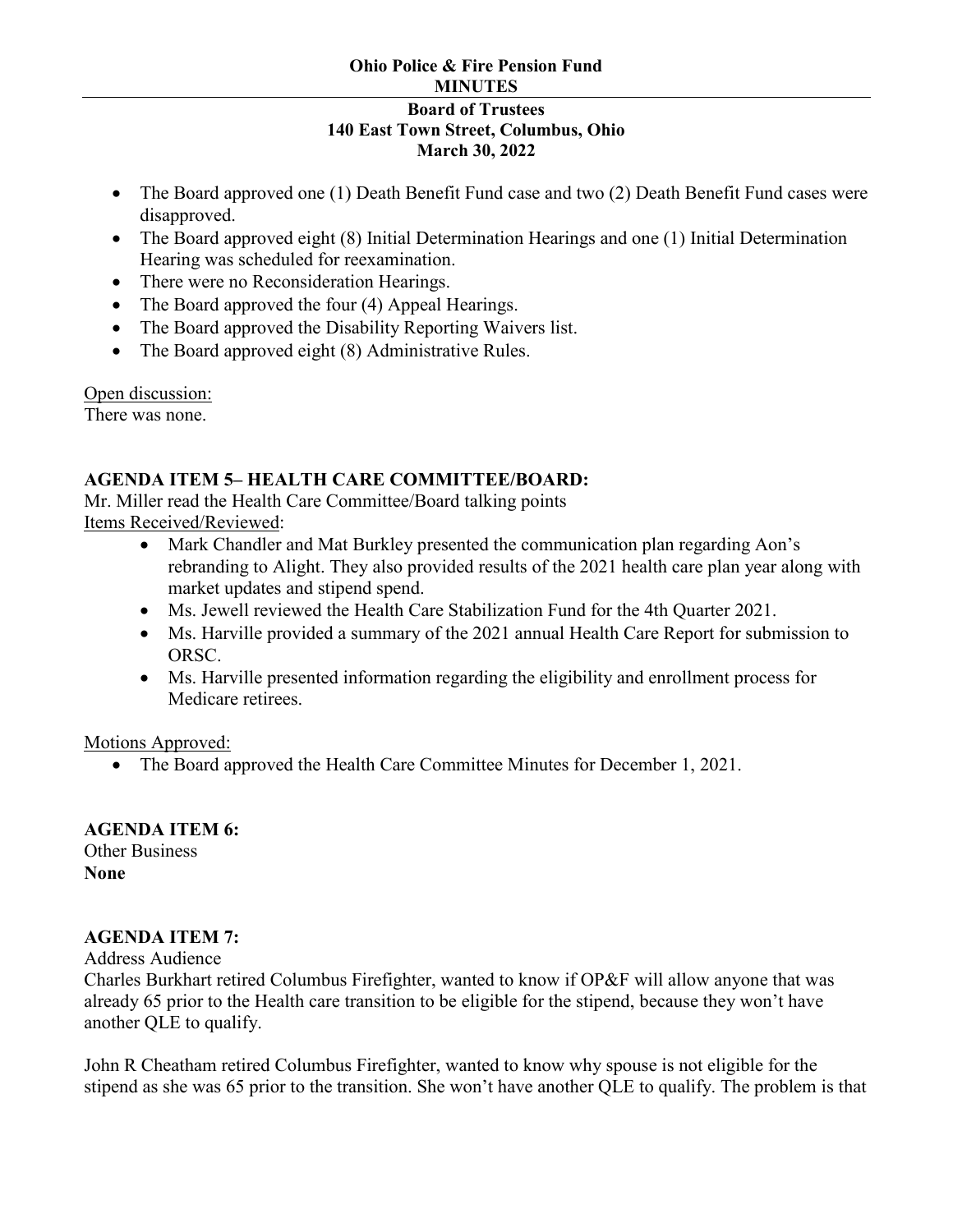**Ohio Police & Fire Pension Fund**
**MINUTES**

**Board of Trustees**
**140 East Town Street, Columbus, Ohio**
**March 30, 2022**

- The Board approved one (1) Death Benefit Fund case and two (2) Death Benefit Fund cases were disapproved.
- The Board approved eight (8) Initial Determination Hearings and one (1) Initial Determination Hearing was scheduled for reexamination.
- There were no Reconsideration Hearings.
- The Board approved the four (4) Appeal Hearings.
- The Board approved the Disability Reporting Waivers list.
- The Board approved eight (8) Administrative Rules.

Open discussion:
There was none.

**AGENDA ITEM 5– HEALTH CARE COMMITTEE/BOARD:**
Mr. Miller read the Health Care Committee/Board talking points
Items Received/Reviewed:

- Mark Chandler and Mat Burkley presented the communication plan regarding Aon's rebranding to Alight. They also provided results of the 2021 health care plan year along with market updates and stipend spend.
- Ms. Jewell reviewed the Health Care Stabilization Fund for the 4th Quarter 2021.
- Ms. Harville provided a summary of the 2021 annual Health Care Report for submission to ORSC.
- Ms. Harville presented information regarding the eligibility and enrollment process for Medicare retirees.

Motions Approved:

- The Board approved the Health Care Committee Minutes for December 1, 2021.

**AGENDA ITEM 6:**
Other Business
**None**

**AGENDA ITEM 7:**
Address Audience
Charles Burkhart retired Columbus Firefighter, wanted to know if OP&F will allow anyone that was already 65 prior to the Health care transition to be eligible for the stipend, because they won't have another QLE to qualify.

John R Cheatham retired Columbus Firefighter, wanted to know why spouse is not eligible for the stipend as she was 65 prior to the transition. She won't have another QLE to qualify. The problem is that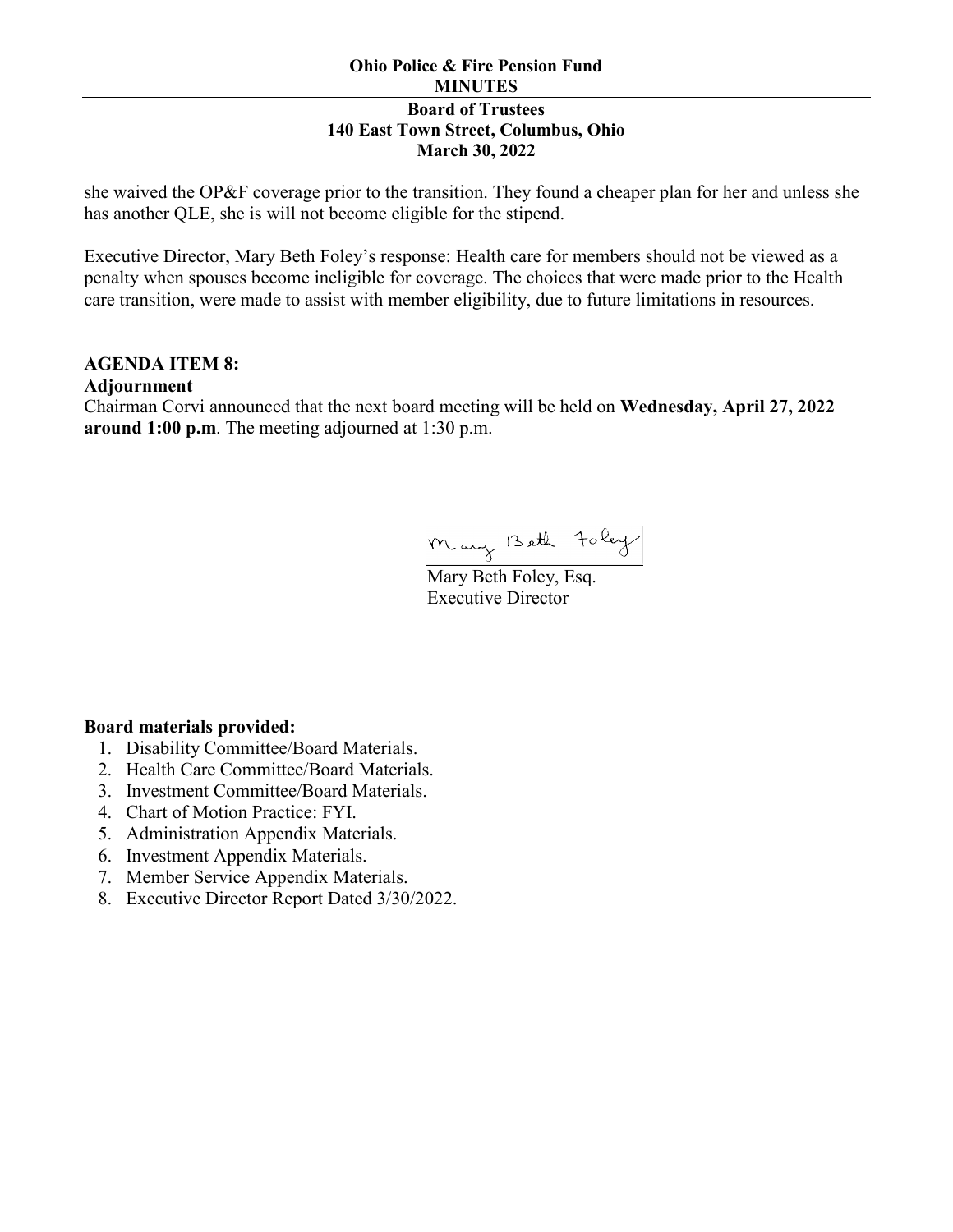she waived the OP&F coverage prior to the transition. They found a cheaper plan for her and unless she has another QLE, she is will not become eligible for the stipend.

Executive Director, Mary Beth Foley's response: Health care for members should not be viewed as a penalty when spouses become ineligible for coverage. The choices that were made prior to the Health care transition, were made to assist with member eligibility, due to future limitations in resources.

**AGENDA ITEM 8:**

**Adjournment**

Chairman Corvi announced that the next board meeting will be held on **Wednesday, April 27, 2022 around 1:00 p.m**. The meeting adjourned at 1:30 p.m.

Mary Beth Foley

Mary Beth Foley, Esq.
Executive Director

**Board materials provided:**

1. Disability Committee/Board Materials.
2. Health Care Committee/Board Materials.
3. Investment Committee/Board Materials.
4. Chart of Motion Practice: FYI.
5. Administration Appendix Materials.
6. Investment Appendix Materials.
7. Member Service Appendix Materials.
8. Executive Director Report Dated 3/30/2022.